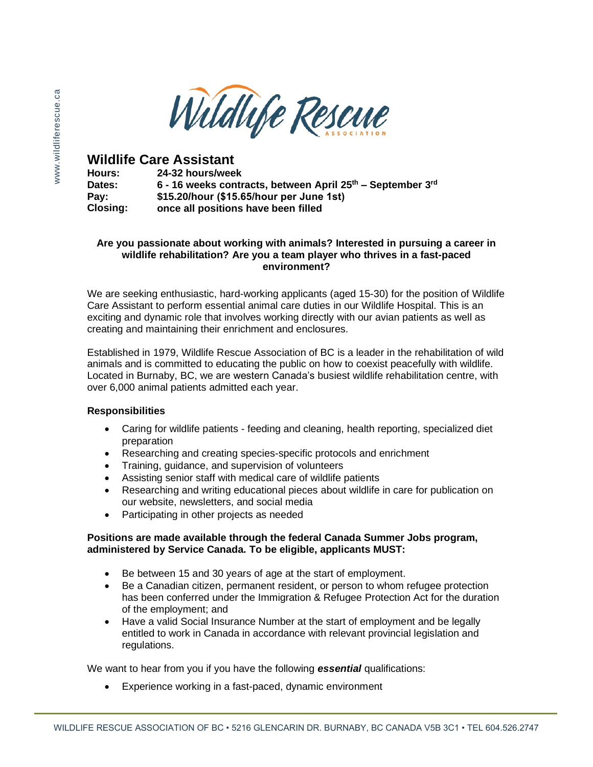# Wildlife Care Assistant

**Hours:** **24-32 hours/week**
**Dates:** **6 - 16 weeks contracts, between April 25th – September 3rd**
**Pay:** **$15.20/hour ($15.65/hour per June 1st)**
**Closing:** **once all positions have been filled**

**Are you passionate about working with animals? Interested in pursuing a career in wildlife rehabilitation? Are you a team player who thrives in a fast-paced environment?**

We are seeking enthusiastic, hard-working applicants (aged 15-30) for the position of Wildlife Care Assistant to perform essential animal care duties in our Wildlife Hospital. This is an exciting and dynamic role that involves working directly with our avian patients as well as creating and maintaining their enrichment and enclosures.

Established in 1979, Wildlife Rescue Association of BC is a leader in the rehabilitation of wild animals and is committed to educating the public on how to coexist peacefully with wildlife. Located in Burnaby, BC, we are western Canada's busiest wildlife rehabilitation centre, with over 6,000 animal patients admitted each year.

**Responsibilities**

- Caring for wildlife patients - feeding and cleaning, health reporting, specialized diet preparation
- Researching and creating species-specific protocols and enrichment
- Training, guidance, and supervision of volunteers
- Assisting senior staff with medical care of wildlife patients
- Researching and writing educational pieces about wildlife in care for publication on our website, newsletters, and social media
- Participating in other projects as needed

**Positions are made available through the federal Canada Summer Jobs program, administered by Service Canada. To be eligible, applicants MUST:**

- Be between 15 and 30 years of age at the start of employment.
- Be a Canadian citizen, permanent resident, or person to whom refugee protection has been conferred under the Immigration & Refugee Protection Act for the duration of the employment; and
- Have a valid Social Insurance Number at the start of employment and be legally entitled to work in Canada in accordance with relevant provincial legislation and regulations.

We want to hear from you if you have the following ***essential*** qualifications:

- Experience working in a fast-paced, dynamic environment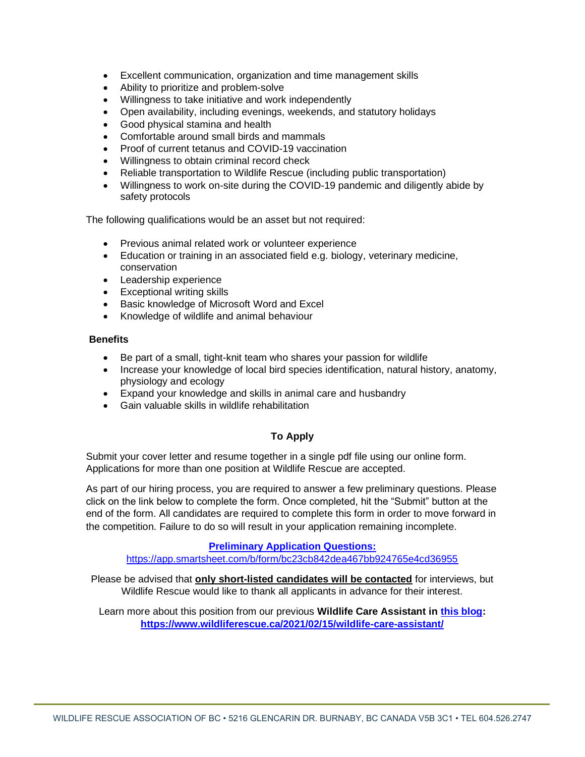- Excellent communication, organization and time management skills
- Ability to prioritize and problem-solve
- Willingness to take initiative and work independently
- Open availability, including evenings, weekends, and statutory holidays
- Good physical stamina and health
- Comfortable around small birds and mammals
- Proof of current tetanus and COVID-19 vaccination
- Willingness to obtain criminal record check
- Reliable transportation to Wildlife Rescue (including public transportation)
- Willingness to work on-site during the COVID-19 pandemic and diligently abide by safety protocols

The following qualifications would be an asset but not required:

- Previous animal related work or volunteer experience
- Education or training in an associated field e.g. biology, veterinary medicine, conservation
- Leadership experience
- Exceptional writing skills
- Basic knowledge of Microsoft Word and Excel
- Knowledge of wildlife and animal behaviour

**Benefits**

- Be part of a small, tight-knit team who shares your passion for wildlife
- Increase your knowledge of local bird species identification, natural history, anatomy, physiology and ecology
- Expand your knowledge and skills in animal care and husbandry
- Gain valuable skills in wildlife rehabilitation

**To Apply**

Submit your cover letter and resume together in a single pdf file using our online form. Applications for more than one position at Wildlife Rescue are accepted.

As part of our hiring process, you are required to answer a few preliminary questions. Please click on the link below to complete the form. Once completed, hit the "Submit" button at the end of the form. All candidates are required to complete this form in order to move forward in the competition. Failure to do so will result in your application remaining incomplete.

**Preliminary Application Questions:**
https://app.smartsheet.com/b/form/bc23cb842dea467bb924765e4cd36955

Please be advised that **only short-listed candidates will be contacted** for interviews, but Wildlife Rescue would like to thank all applicants in advance for their interest.

Learn more about this position from our previous **Wildlife Care Assistant in this blog:**
**https://www.wildliferescue.ca/2021/02/15/wildlife-care-assistant/**

WILDLIFE RESCUE ASSOCIATION OF BC • 5216 GLENCARIN DR. BURNABY, BC CANADA V5B 3C1 • TEL 604.526.2747